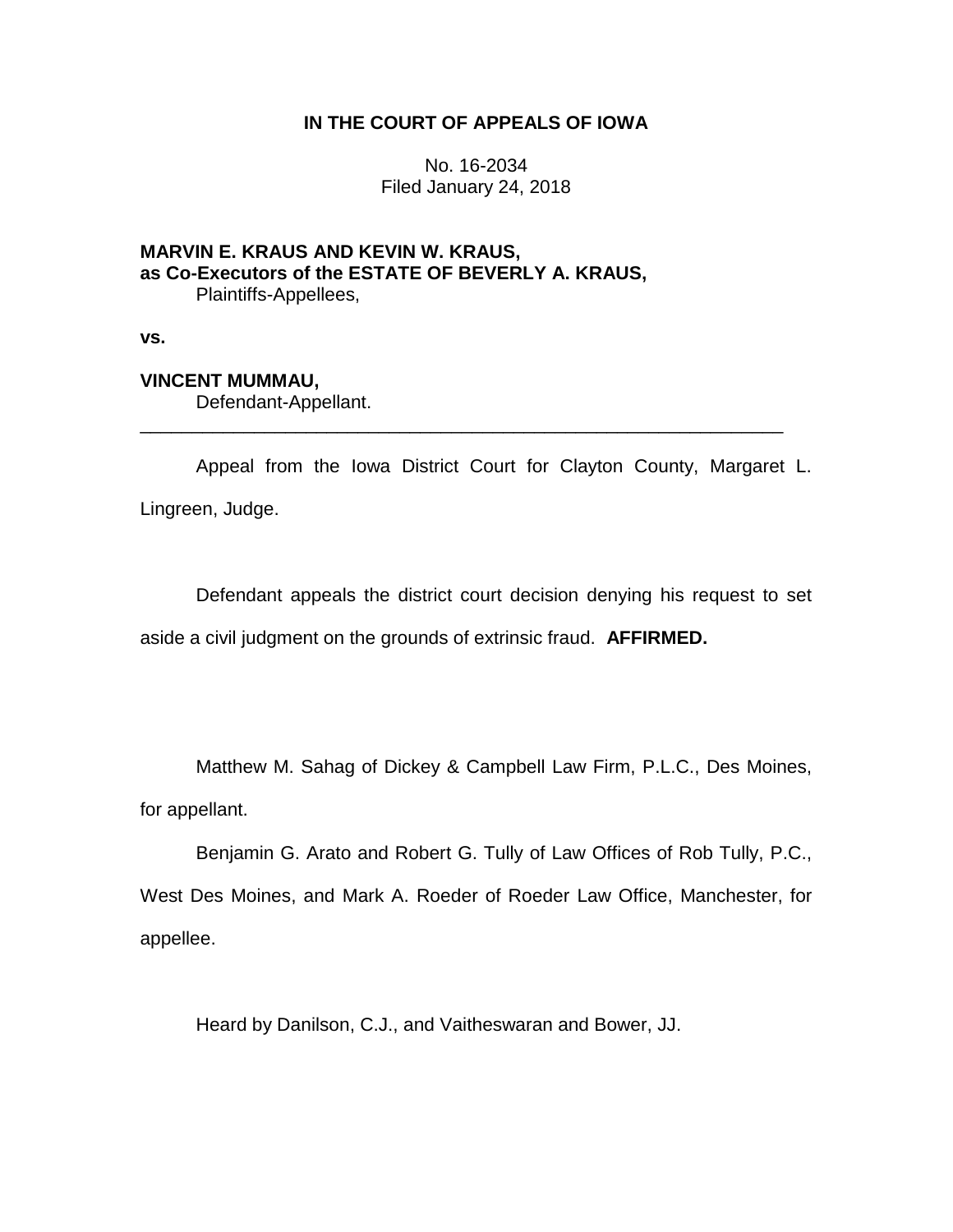**IN THE COURT OF APPEALS OF IOWA**

No. 16-2034
Filed January 24, 2018

**MARVIN E. KRAUS AND KEVIN W. KRAUS, as Co-Executors of the ESTATE OF BEVERLY A. KRAUS,**
Plaintiffs-Appellees,

**vs.**

**VINCENT MUMMAU,**
Defendant-Appellant.

---

Appeal from the Iowa District Court for Clayton County, Margaret L. Lingreen, Judge.

Defendant appeals the district court decision denying his request to set aside a civil judgment on the grounds of extrinsic fraud. **AFFIRMED.**

Matthew M. Sahag of Dickey & Campbell Law Firm, P.L.C., Des Moines, for appellant.

Benjamin G. Arato and Robert G. Tully of Law Offices of Rob Tully, P.C., West Des Moines, and Mark A. Roeder of Roeder Law Office, Manchester, for appellee.

Heard by Danilson, C.J., and Vaitheswaran and Bower, JJ.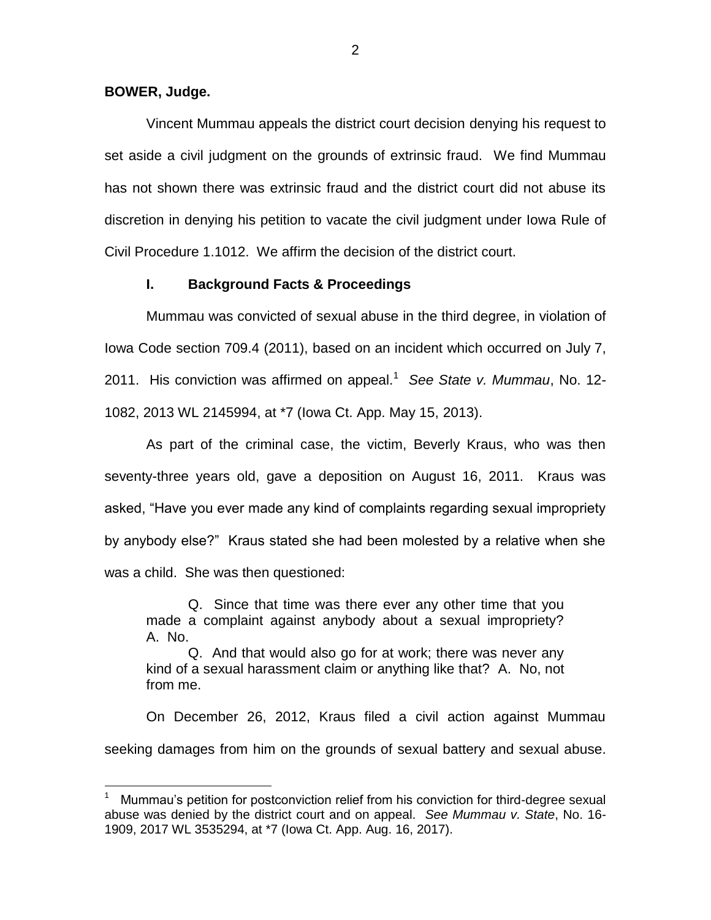**BOWER, Judge.**

Vincent Mummau appeals the district court decision denying his request to set aside a civil judgment on the grounds of extrinsic fraud. We find Mummau has not shown there was extrinsic fraud and the district court did not abuse its discretion in denying his petition to vacate the civil judgment under Iowa Rule of Civil Procedure 1.1012. We affirm the decision of the district court.

## I. Background Facts & Proceedings

Mummau was convicted of sexual abuse in the third degree, in violation of Iowa Code section 709.4 (2011), based on an incident which occurred on July 7, 2011. His conviction was affirmed on appeal.[1] *See State v. Mummau*, No. 12-1082, 2013 WL 2145994, at *7 (Iowa Ct. App. May 15, 2013).

As part of the criminal case, the victim, Beverly Kraus, who was then seventy-three years old, gave a deposition on August 16, 2011. Kraus was asked, "Have you ever made any kind of complaints regarding sexual impropriety by anybody else?" Kraus stated she had been molested by a relative when she was a child. She was then questioned:

> Q. Since that time was there ever any other time that you made a complaint against anybody about a sexual impropriety? A. No.
>
> Q. And that would also go for at work; there was never any kind of a sexual harassment claim or anything like that? A. No, not from me.

On December 26, 2012, Kraus filed a civil action against Mummau seeking damages from him on the grounds of sexual battery and sexual abuse.

[1] Mummau's petition for postconviction relief from his conviction for third-degree sexual abuse was denied by the district court and on appeal. *See Mummau v. State*, No. 16-1909, 2017 WL 3535294, at *7 (Iowa Ct. App. Aug. 16, 2017).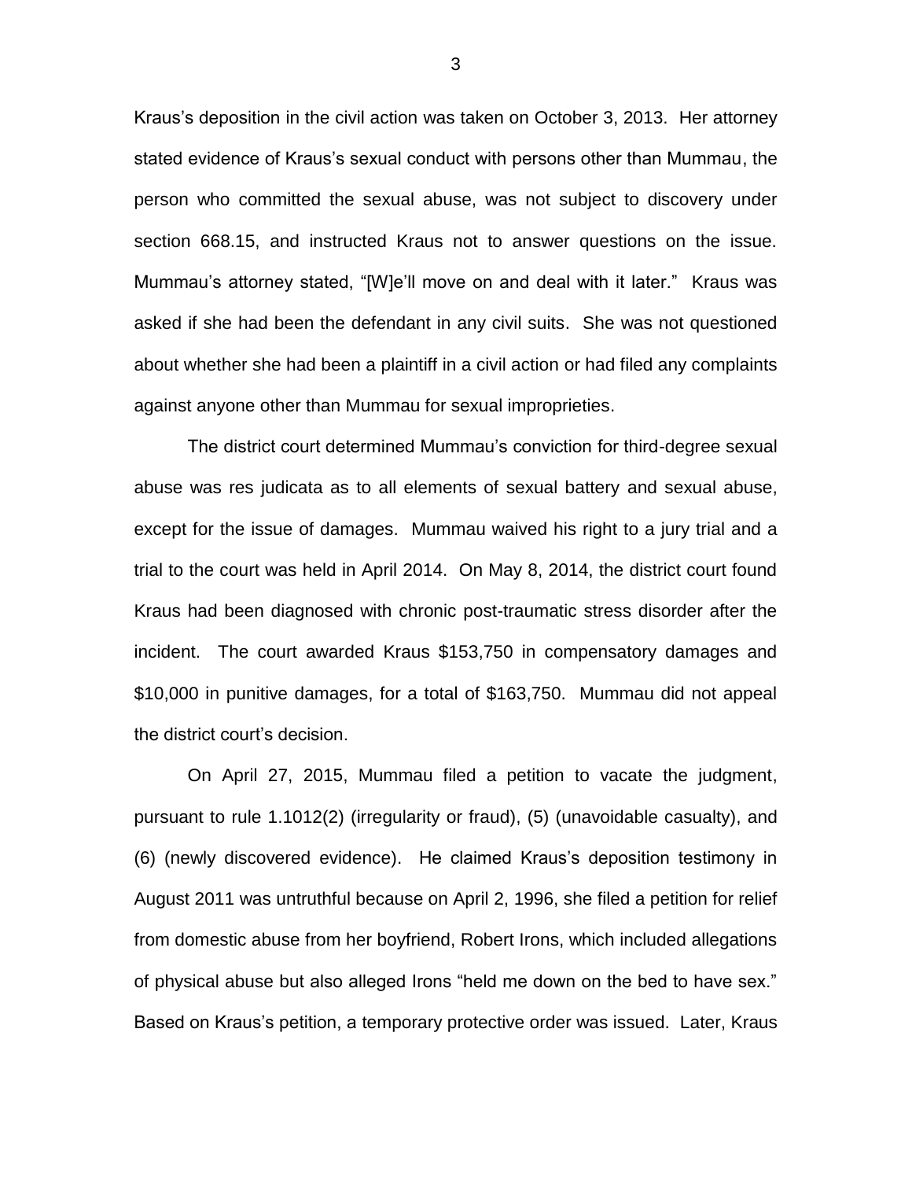Kraus's deposition in the civil action was taken on October 3, 2013. Her attorney stated evidence of Kraus's sexual conduct with persons other than Mummau, the person who committed the sexual abuse, was not subject to discovery under section 668.15, and instructed Kraus not to answer questions on the issue. Mummau's attorney stated, "[W]e'll move on and deal with it later." Kraus was asked if she had been the defendant in any civil suits. She was not questioned about whether she had been a plaintiff in a civil action or had filed any complaints against anyone other than Mummau for sexual improprieties.

The district court determined Mummau's conviction for third-degree sexual abuse was res judicata as to all elements of sexual battery and sexual abuse, except for the issue of damages. Mummau waived his right to a jury trial and a trial to the court was held in April 2014. On May 8, 2014, the district court found Kraus had been diagnosed with chronic post-traumatic stress disorder after the incident. The court awarded Kraus $153,750 in compensatory damages and $10,000 in punitive damages, for a total of $163,750. Mummau did not appeal the district court's decision.

On April 27, 2015, Mummau filed a petition to vacate the judgment, pursuant to rule 1.1012(2) (irregularity or fraud), (5) (unavoidable casualty), and (6) (newly discovered evidence). He claimed Kraus's deposition testimony in August 2011 was untruthful because on April 2, 1996, she filed a petition for relief from domestic abuse from her boyfriend, Robert Irons, which included allegations of physical abuse but also alleged Irons "held me down on the bed to have sex." Based on Kraus's petition, a temporary protective order was issued. Later, Kraus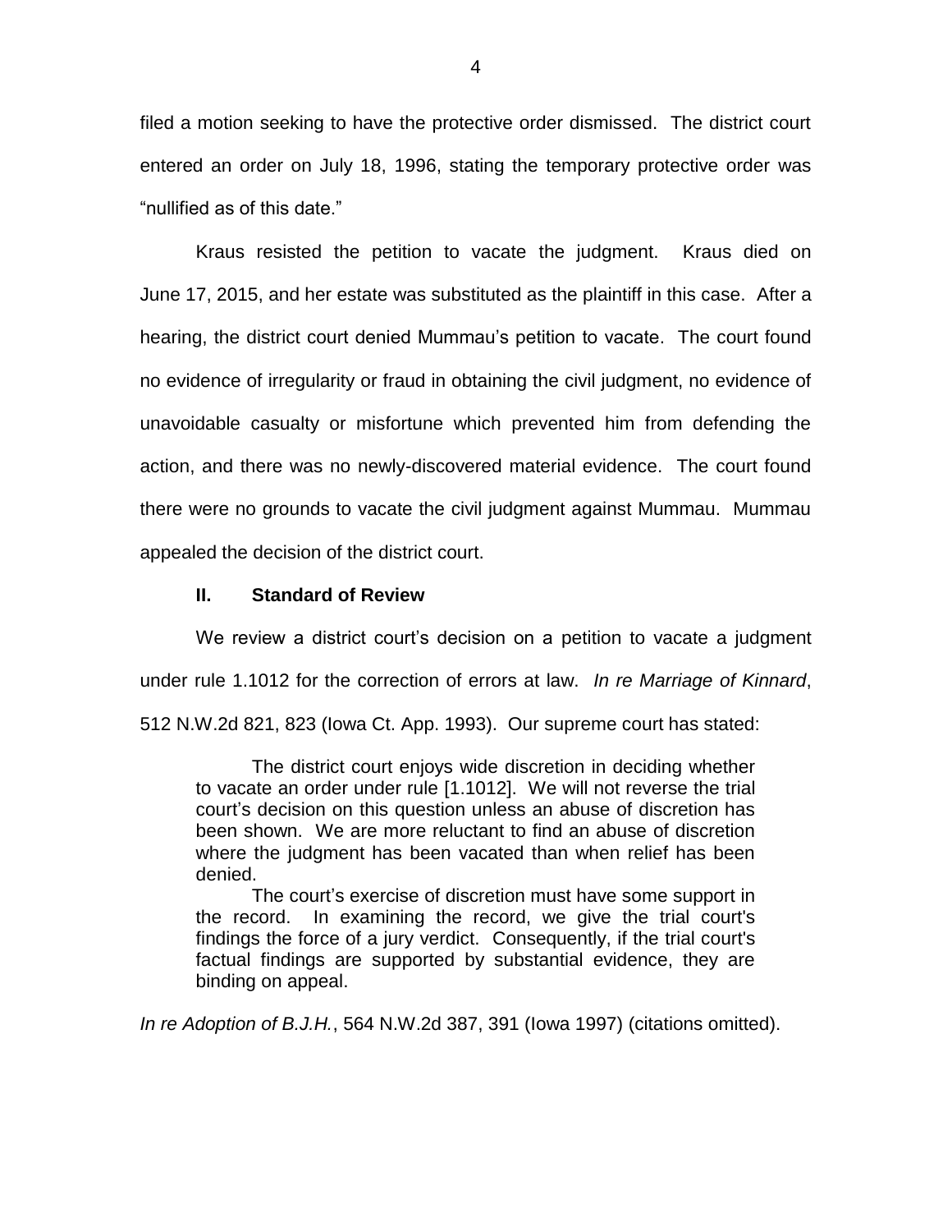filed a motion seeking to have the protective order dismissed. The district court entered an order on July 18, 1996, stating the temporary protective order was "nullified as of this date."

Kraus resisted the petition to vacate the judgment. Kraus died on June 17, 2015, and her estate was substituted as the plaintiff in this case. After a hearing, the district court denied Mummau's petition to vacate. The court found no evidence of irregularity or fraud in obtaining the civil judgment, no evidence of unavoidable casualty or misfortune which prevented him from defending the action, and there was no newly-discovered material evidence. The court found there were no grounds to vacate the civil judgment against Mummau. Mummau appealed the decision of the district court.

## II. Standard of Review

We review a district court's decision on a petition to vacate a judgment under rule 1.1012 for the correction of errors at law. *In re Marriage of Kinnard*, 512 N.W.2d 821, 823 (Iowa Ct. App. 1993). Our supreme court has stated:

> The district court enjoys wide discretion in deciding whether to vacate an order under rule [1.1012]. We will not reverse the trial court's decision on this question unless an abuse of discretion has been shown. We are more reluctant to find an abuse of discretion where the judgment has been vacated than when relief has been denied.
>
> The court's exercise of discretion must have some support in the record. In examining the record, we give the trial court's findings the force of a jury verdict. Consequently, if the trial court's factual findings are supported by substantial evidence, they are binding on appeal.

*In re Adoption of B.J.H.*, 564 N.W.2d 387, 391 (Iowa 1997) (citations omitted).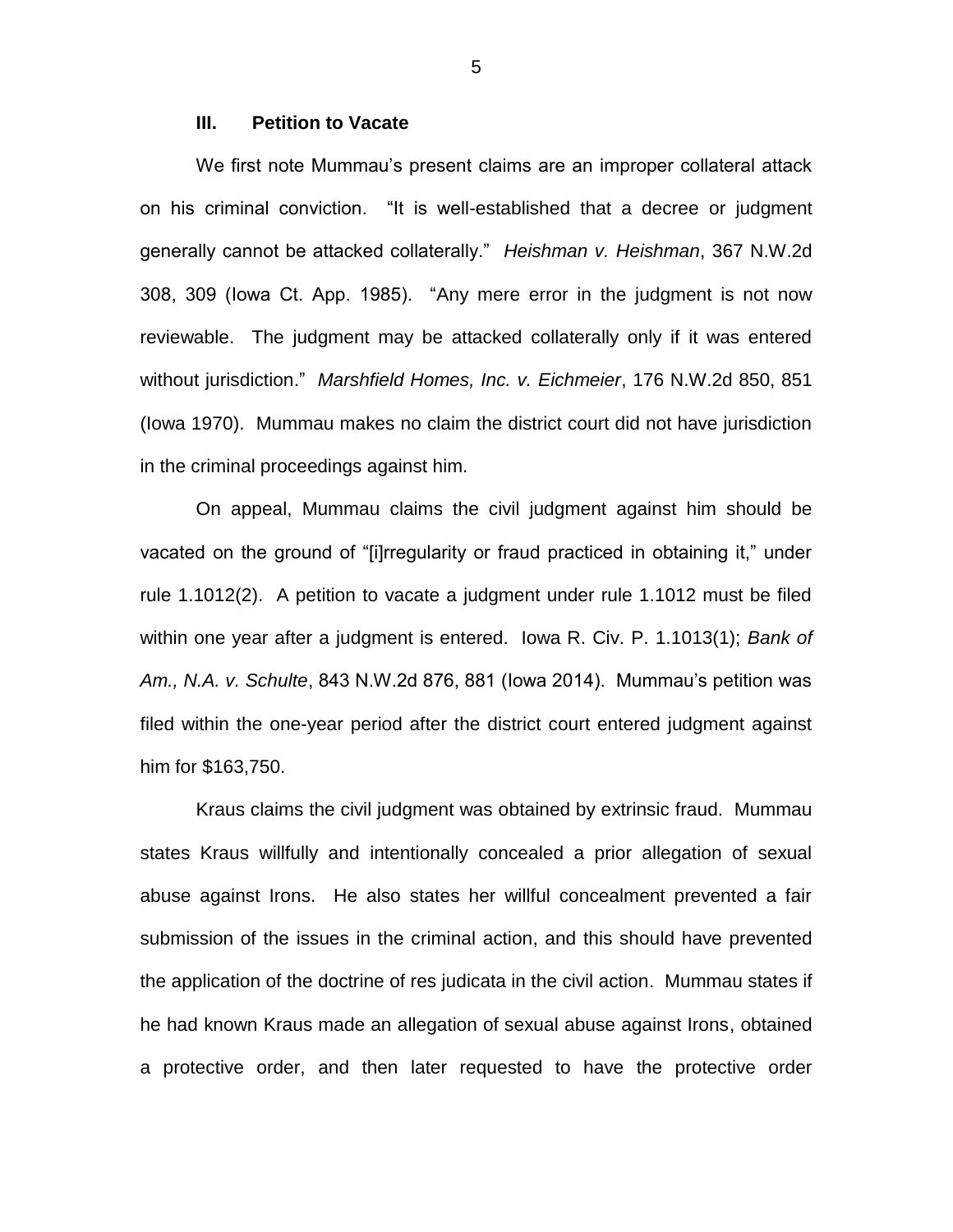### III. Petition to Vacate

We first note Mummau's present claims are an improper collateral attack on his criminal conviction. "It is well-established that a decree or judgment generally cannot be attacked collaterally." *Heishman v. Heishman*, 367 N.W.2d 308, 309 (Iowa Ct. App. 1985). "Any mere error in the judgment is not now reviewable. The judgment may be attacked collaterally only if it was entered without jurisdiction." *Marshfield Homes, Inc. v. Eichmeier*, 176 N.W.2d 850, 851 (Iowa 1970). Mummau makes no claim the district court did not have jurisdiction in the criminal proceedings against him.

On appeal, Mummau claims the civil judgment against him should be vacated on the ground of "[i]rregularity or fraud practiced in obtaining it," under rule 1.1012(2). A petition to vacate a judgment under rule 1.1012 must be filed within one year after a judgment is entered. Iowa R. Civ. P. 1.1013(1); *Bank of Am., N.A. v. Schulte*, 843 N.W.2d 876, 881 (Iowa 2014). Mummau's petition was filed within the one-year period after the district court entered judgment against him for $163,750.

Kraus claims the civil judgment was obtained by extrinsic fraud. Mummau states Kraus willfully and intentionally concealed a prior allegation of sexual abuse against Irons. He also states her willful concealment prevented a fair submission of the issues in the criminal action, and this should have prevented the application of the doctrine of res judicata in the civil action. Mummau states if he had known Kraus made an allegation of sexual abuse against Irons, obtained a protective order, and then later requested to have the protective order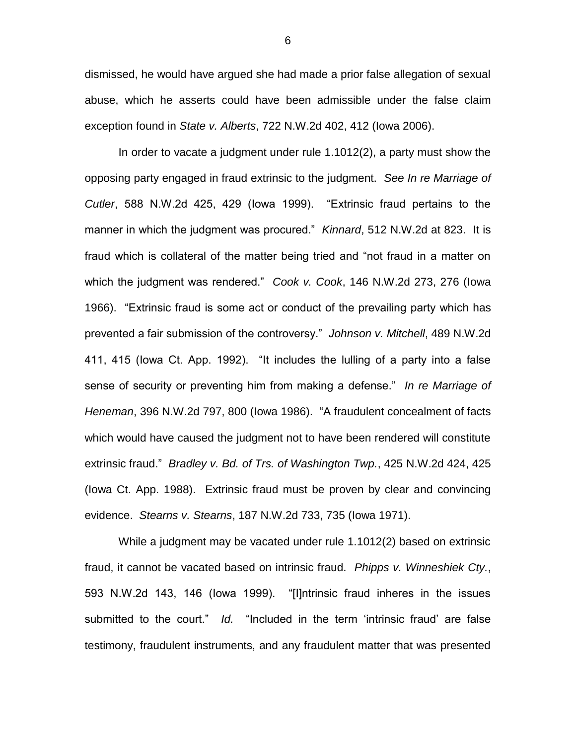dismissed, he would have argued she had made a prior false allegation of sexual abuse, which he asserts could have been admissible under the false claim exception found in *State v. Alberts*, 722 N.W.2d 402, 412 (Iowa 2006).

In order to vacate a judgment under rule 1.1012(2), a party must show the opposing party engaged in fraud extrinsic to the judgment. *See In re Marriage of Cutler*, 588 N.W.2d 425, 429 (Iowa 1999). "Extrinsic fraud pertains to the manner in which the judgment was procured." *Kinnard*, 512 N.W.2d at 823. It is fraud which is collateral of the matter being tried and "not fraud in a matter on which the judgment was rendered." *Cook v. Cook*, 146 N.W.2d 273, 276 (Iowa 1966). "Extrinsic fraud is some act or conduct of the prevailing party which has prevented a fair submission of the controversy." *Johnson v. Mitchell*, 489 N.W.2d 411, 415 (Iowa Ct. App. 1992). "It includes the lulling of a party into a false sense of security or preventing him from making a defense." *In re Marriage of Heneman*, 396 N.W.2d 797, 800 (Iowa 1986). "A fraudulent concealment of facts which would have caused the judgment not to have been rendered will constitute extrinsic fraud." *Bradley v. Bd. of Trs. of Washington Twp.*, 425 N.W.2d 424, 425 (Iowa Ct. App. 1988). Extrinsic fraud must be proven by clear and convincing evidence. *Stearns v. Stearns*, 187 N.W.2d 733, 735 (Iowa 1971).

While a judgment may be vacated under rule 1.1012(2) based on extrinsic fraud, it cannot be vacated based on intrinsic fraud. *Phipps v. Winneshiek Cty.*, 593 N.W.2d 143, 146 (Iowa 1999). "[I]ntrinsic fraud inheres in the issues submitted to the court." *Id.* "Included in the term 'intrinsic fraud' are false testimony, fraudulent instruments, and any fraudulent matter that was presented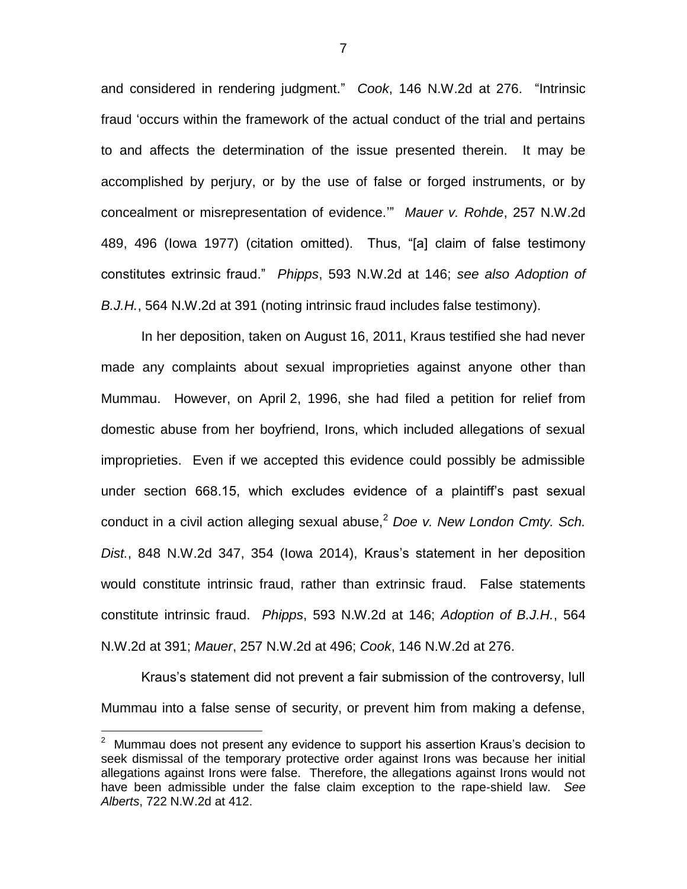and considered in rendering judgment." *Cook*, 146 N.W.2d at 276. "Intrinsic fraud 'occurs within the framework of the actual conduct of the trial and pertains to and affects the determination of the issue presented therein. It may be accomplished by perjury, or by the use of false or forged instruments, or by concealment or misrepresentation of evidence.'" *Mauer v. Rohde*, 257 N.W.2d 489, 496 (Iowa 1977) (citation omitted). Thus, "[a] claim of false testimony constitutes extrinsic fraud." *Phipps*, 593 N.W.2d at 146; *see also Adoption of B.J.H.*, 564 N.W.2d at 391 (noting intrinsic fraud includes false testimony).

In her deposition, taken on August 16, 2011, Kraus testified she had never made any complaints about sexual improprieties against anyone other than Mummau. However, on April 2, 1996, she had filed a petition for relief from domestic abuse from her boyfriend, Irons, which included allegations of sexual improprieties. Even if we accepted this evidence could possibly be admissible under section 668.15, which excludes evidence of a plaintiff's past sexual conduct in a civil action alleging sexual abuse,[2] *Doe v. New London Cmty. Sch. Dist.*, 848 N.W.2d 347, 354 (Iowa 2014), Kraus's statement in her deposition would constitute intrinsic fraud, rather than extrinsic fraud. False statements constitute intrinsic fraud. *Phipps*, 593 N.W.2d at 146; *Adoption of B.J.H.*, 564 N.W.2d at 391; *Mauer*, 257 N.W.2d at 496; *Cook*, 146 N.W.2d at 276.

Kraus's statement did not prevent a fair submission of the controversy, lull Mummau into a false sense of security, or prevent him from making a defense,

---

[2] Mummau does not present any evidence to support his assertion Kraus's decision to seek dismissal of the temporary protective order against Irons was because her initial allegations against Irons were false. Therefore, the allegations against Irons would not have been admissible under the false claim exception to the rape-shield law. *See Alberts*, 722 N.W.2d at 412.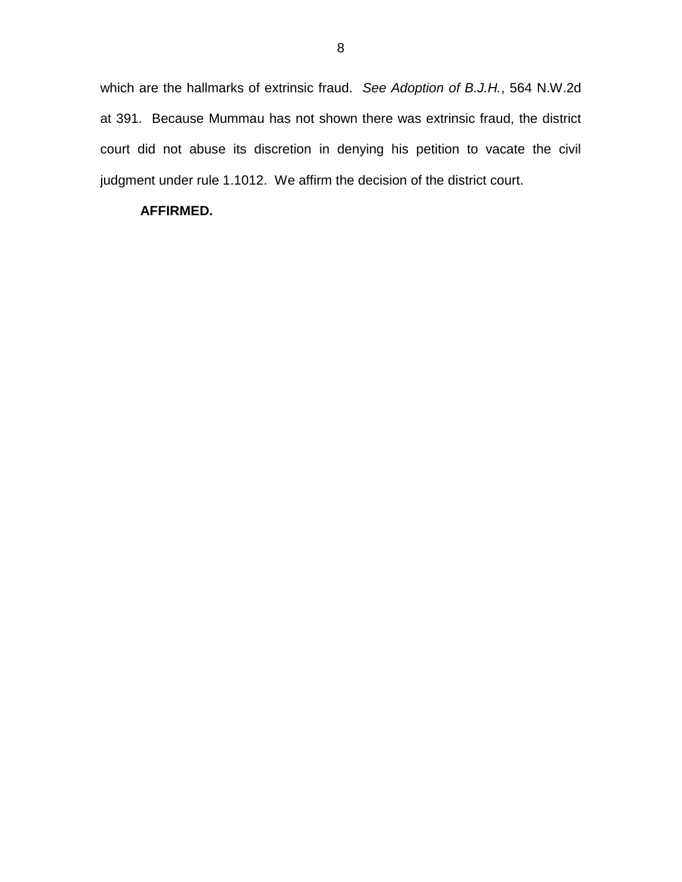which are the hallmarks of extrinsic fraud. *See Adoption of B.J.H.*, 564 N.W.2d at 391. Because Mummau has not shown there was extrinsic fraud, the district court did not abuse its discretion in denying his petition to vacate the civil judgment under rule 1.1012. We affirm the decision of the district court.

**AFFIRMED.**